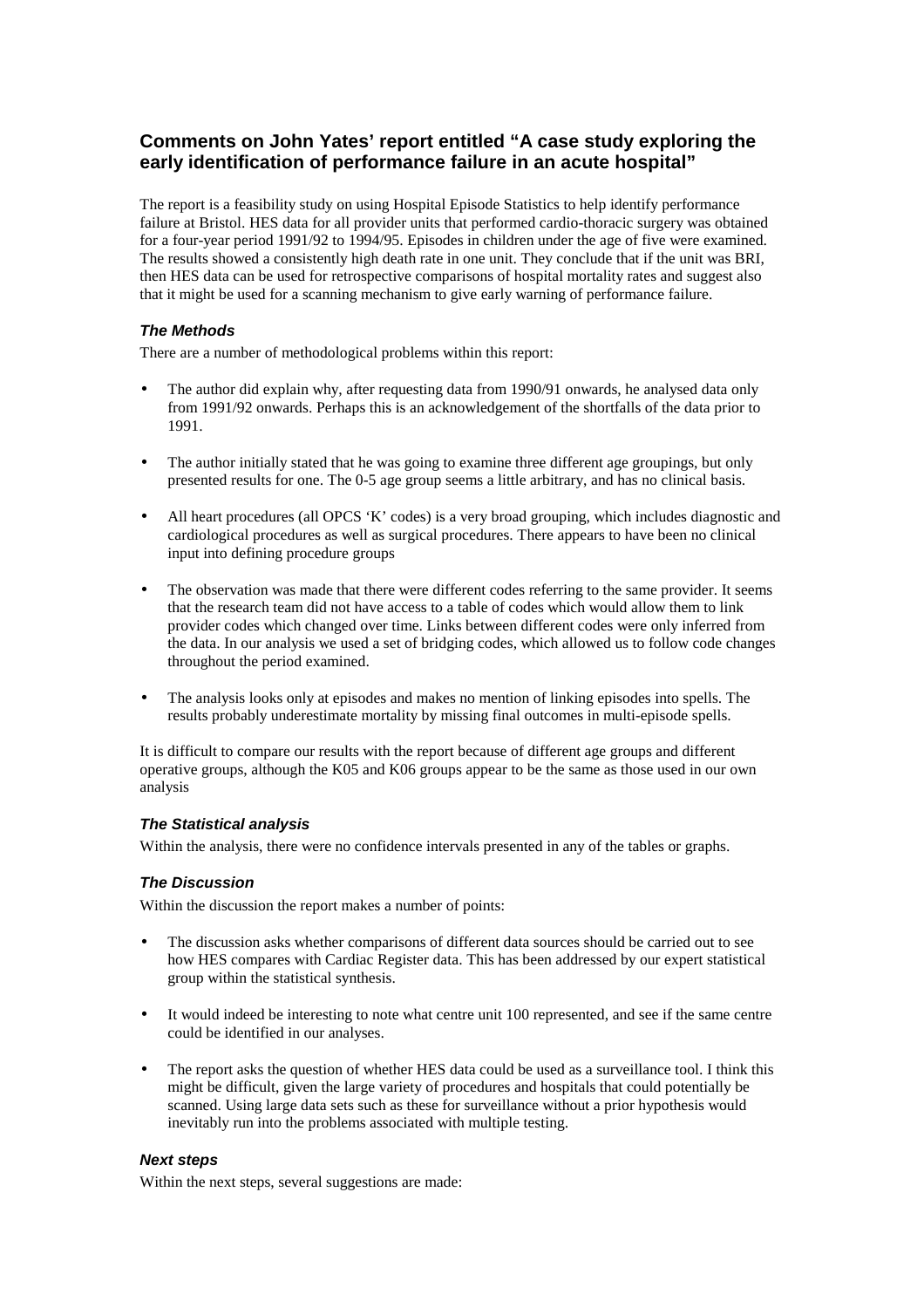## Comments on John Yates' report entitled "A case study exploring the early identification of performance failure in an acute hospital"

The report is a feasibility study on using Hospital Episode Statistics to help identify performance failure at Bristol. HES data for all provider units that performed cardio-thoracic surgery was obtained for a four-year period 1991/92 to 1994/95. Episodes in children under the age of five were examined. The results showed a consistently high death rate in one unit. They conclude that if the unit was BRI, then HES data can be used for retrospective comparisons of hospital mortality rates and suggest also that it might be used for a scanning mechanism to give early warning of performance failure.

### *The Methods*

There are a number of methodological problems within this report:

- The author did explain why, after requesting data from 1990/91 onwards, he analysed data only from 1991/92 onwards. Perhaps this is an acknowledgement of the shortfalls of the data prior to 1991.
- The author initially stated that he was going to examine three different age groupings, but only presented results for one. The 0-5 age group seems a little arbitrary, and has no clinical basis.
- All heart procedures (all OPCS 'K' codes) is a very broad grouping, which includes diagnostic and cardiological procedures as well as surgical procedures. There appears to have been no clinical input into defining procedure groups
- The observation was made that there were different codes referring to the same provider. It seems that the research team did not have access to a table of codes which would allow them to link provider codes which changed over time. Links between different codes were only inferred from the data. In our analysis we used a set of bridging codes, which allowed us to follow code changes throughout the period examined.
- The analysis looks only at episodes and makes no mention of linking episodes into spells. The results probably underestimate mortality by missing final outcomes in multi-episode spells.

It is difficult to compare our results with the report because of different age groups and different operative groups, although the K05 and K06 groups appear to be the same as those used in our own analysis

### *The Statistical analysis*

Within the analysis, there were no confidence intervals presented in any of the tables or graphs.

### *The Discussion*

Within the discussion the report makes a number of points:

- The discussion asks whether comparisons of different data sources should be carried out to see how HES compares with Cardiac Register data. This has been addressed by our expert statistical group within the statistical synthesis.
- It would indeed be interesting to note what centre unit 100 represented, and see if the same centre could be identified in our analyses.
- The report asks the question of whether HES data could be used as a surveillance tool. I think this might be difficult, given the large variety of procedures and hospitals that could potentially be scanned. Using large data sets such as these for surveillance without a prior hypothesis would inevitably run into the problems associated with multiple testing.

### *Next steps*

Within the next steps, several suggestions are made: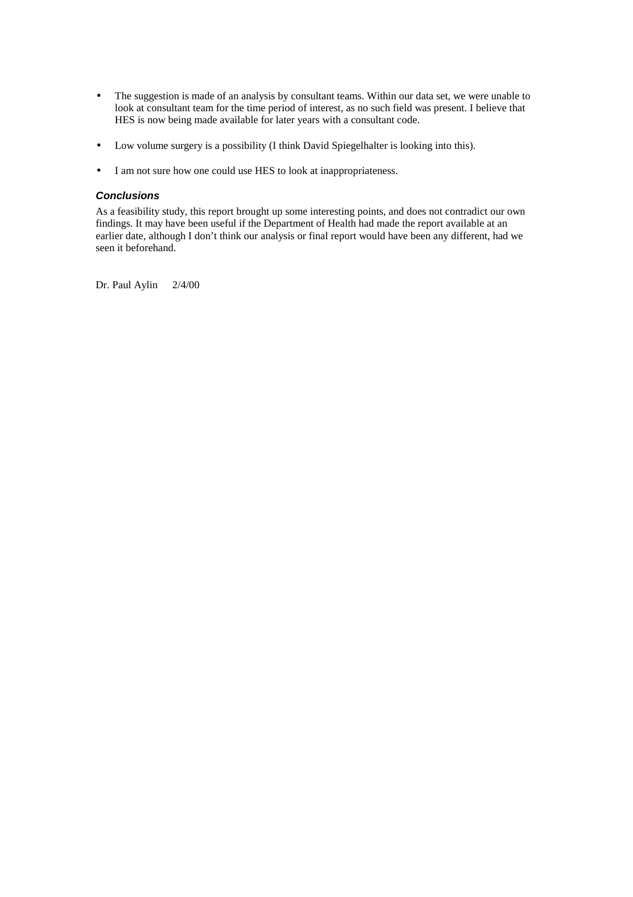- The suggestion is made of an analysis by consultant teams. Within our data set, we were unable to look at consultant team for the time period of interest, as no such field was present. I believe that HES is now being made available for later years with a consultant code.

- Low volume surgery is a possibility (I think David Spiegelhalter is looking into this).

- I am not sure how one could use HES to look at inappropriateness.

### *Conclusions*

As a feasibility study, this report brought up some interesting points, and does not contradict our own findings. It may have been useful if the Department of Health had made the report available at an earlier date, although I don't think our analysis or final report would have been any different, had we seen it beforehand.

Dr. Paul Aylin 2/4/00